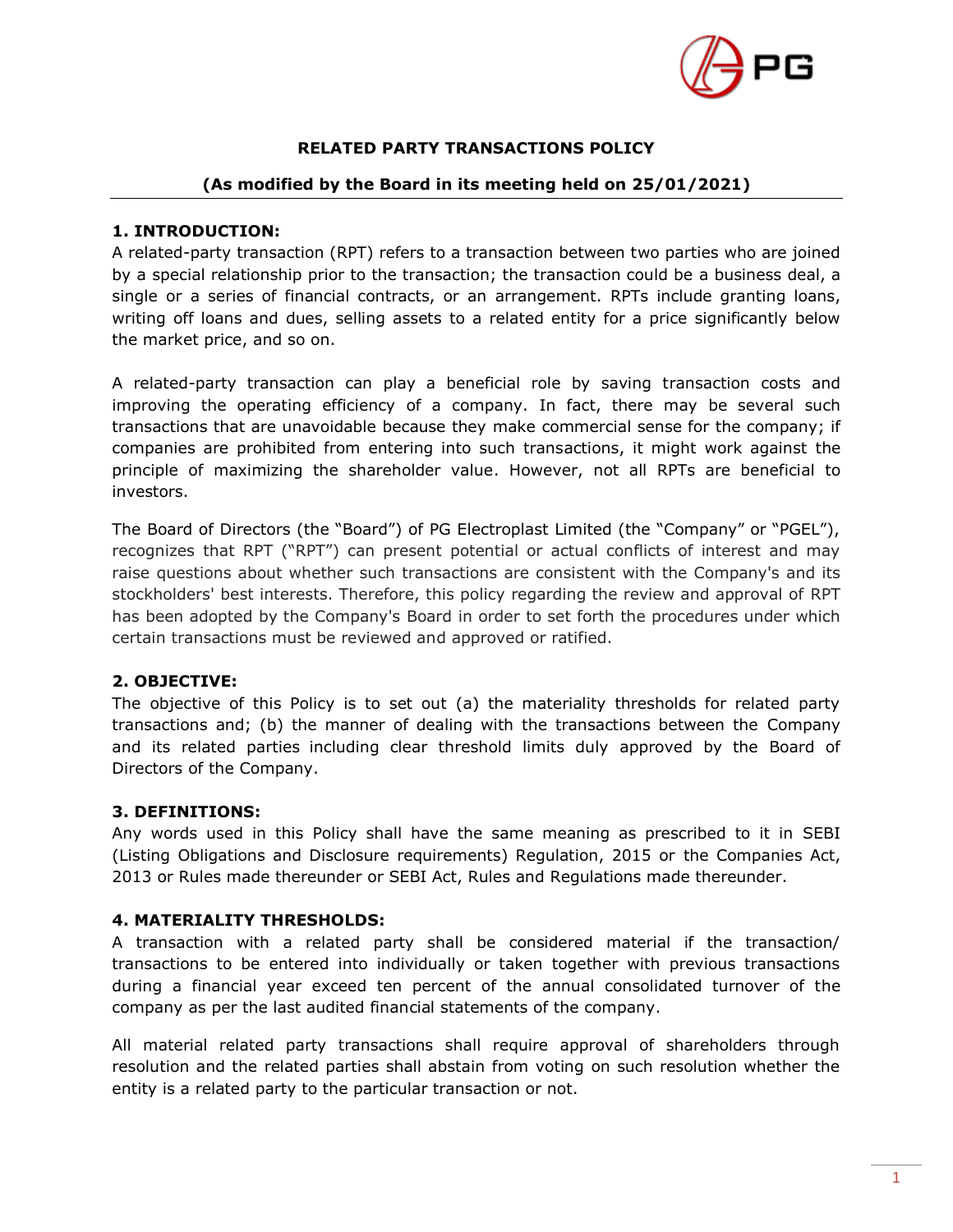# RELATED PARTY TRANSACTIONS POLICY

## (As modified by the Board in its meeting held on 25/01/2021)

### 1. INTRODUCTION:

A related-party transaction (RPT) refers to a transaction between two parties who are joined by a special relationship prior to the transaction; the transaction could be a business deal, a single or a series of financial contracts, or an arrangement. RPTs include granting loans, writing off loans and dues, selling assets to a related entity for a price significantly below the market price, and so on.

A related-party transaction can play a beneficial role by saving transaction costs and improving the operating efficiency of a company. In fact, there may be several such transactions that are unavoidable because they make commercial sense for the company; if companies are prohibited from entering into such transactions, it might work against the principle of maximizing the shareholder value. However, not all RPTs are beneficial to investors.

The Board of Directors (the "Board") of PG Electroplast Limited (the "Company" or "PGEL"), recognizes that RPT ("RPT") can present potential or actual conflicts of interest and may raise questions about whether such transactions are consistent with the Company's and its stockholders' best interests. Therefore, this policy regarding the review and approval of RPT has been adopted by the Company's Board in order to set forth the procedures under which certain transactions must be reviewed and approved or ratified.

### 2. OBJECTIVE:

The objective of this Policy is to set out (a) the materiality thresholds for related party transactions and; (b) the manner of dealing with the transactions between the Company and its related parties including clear threshold limits duly approved by the Board of Directors of the Company.

### 3. DEFINITIONS:

Any words used in this Policy shall have the same meaning as prescribed to it in SEBI (Listing Obligations and Disclosure requirements) Regulation, 2015 or the Companies Act, 2013 or Rules made thereunder or SEBI Act, Rules and Regulations made thereunder.

### 4. MATERIALITY THRESHOLDS:

A transaction with a related party shall be considered material if the transaction/ transactions to be entered into individually or taken together with previous transactions during a financial year exceed ten percent of the annual consolidated turnover of the company as per the last audited financial statements of the company.

All material related party transactions shall require approval of shareholders through resolution and the related parties shall abstain from voting on such resolution whether the entity is a related party to the particular transaction or not.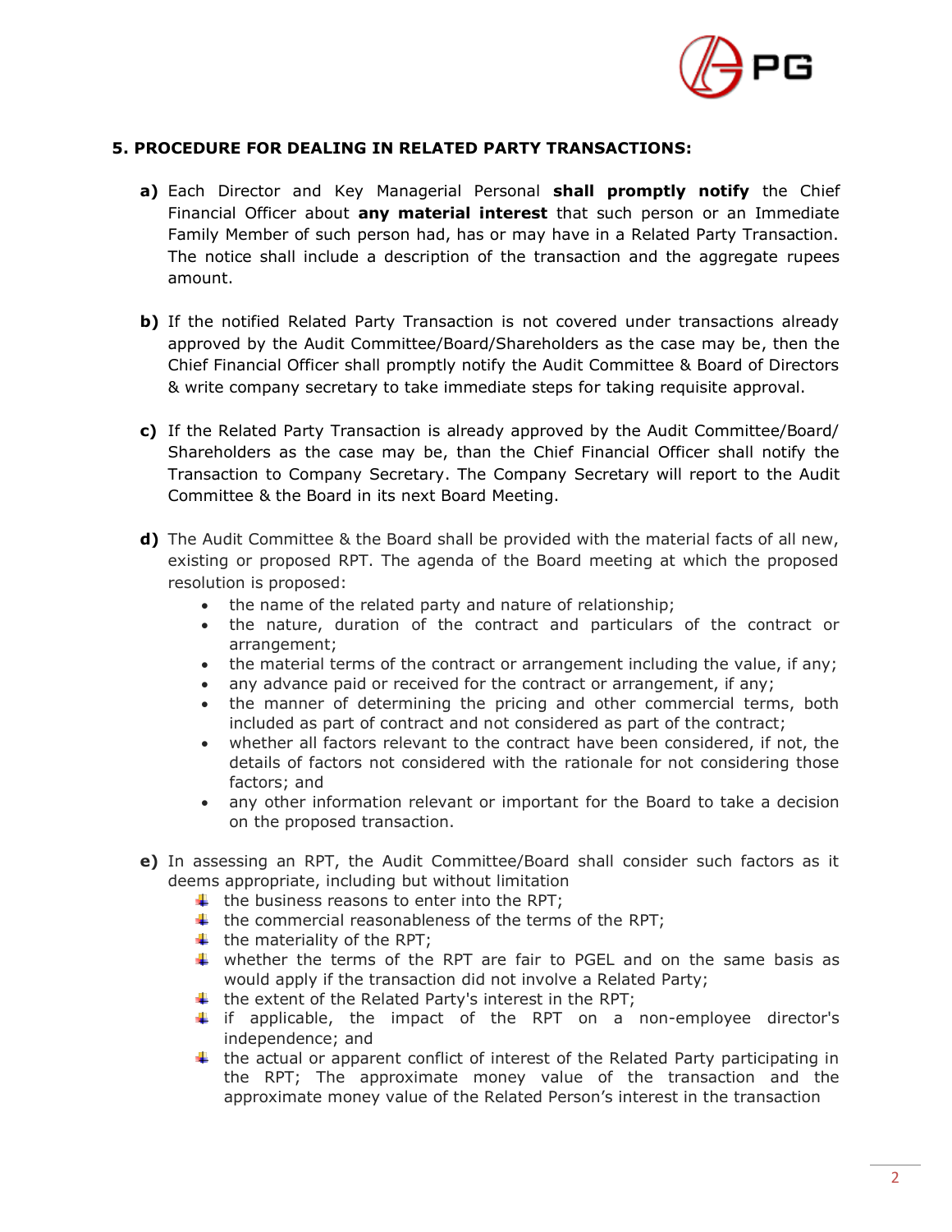## 5. PROCEDURE FOR DEALING IN RELATED PARTY TRANSACTIONS:

**a)** Each Director and Key Managerial Personal **shall promptly notify** the Chief Financial Officer about **any material interest** that such person or an Immediate Family Member of such person had, has or may have in a Related Party Transaction. The notice shall include a description of the transaction and the aggregate rupees amount.

**b)** If the notified Related Party Transaction is not covered under transactions already approved by the Audit Committee/Board/Shareholders as the case may be, then the Chief Financial Officer shall promptly notify the Audit Committee & Board of Directors & write company secretary to take immediate steps for taking requisite approval.

**c)** If the Related Party Transaction is already approved by the Audit Committee/Board/ Shareholders as the case may be, than the Chief Financial Officer shall notify the Transaction to Company Secretary. The Company Secretary will report to the Audit Committee & the Board in its next Board Meeting.

**d)** The Audit Committee & the Board shall be provided with the material facts of all new, existing or proposed RPT. The agenda of the Board meeting at which the proposed resolution is proposed:

- the name of the related party and nature of relationship;
- the nature, duration of the contract and particulars of the contract or arrangement;
- the material terms of the contract or arrangement including the value, if any;
- any advance paid or received for the contract or arrangement, if any;
- the manner of determining the pricing and other commercial terms, both included as part of contract and not considered as part of the contract;
- whether all factors relevant to the contract have been considered, if not, the details of factors not considered with the rationale for not considering those factors; and
- any other information relevant or important for the Board to take a decision on the proposed transaction.

**e)** In assessing an RPT, the Audit Committee/Board shall consider such factors as it deems appropriate, including but without limitation

- the business reasons to enter into the RPT;
- the commercial reasonableness of the terms of the RPT;
- the materiality of the RPT;
- whether the terms of the RPT are fair to PGEL and on the same basis as would apply if the transaction did not involve a Related Party;
- the extent of the Related Party's interest in the RPT;
- if applicable, the impact of the RPT on a non-employee director's independence; and
- the actual or apparent conflict of interest of the Related Party participating in the RPT; The approximate money value of the transaction and the approximate money value of the Related Person's interest in the transaction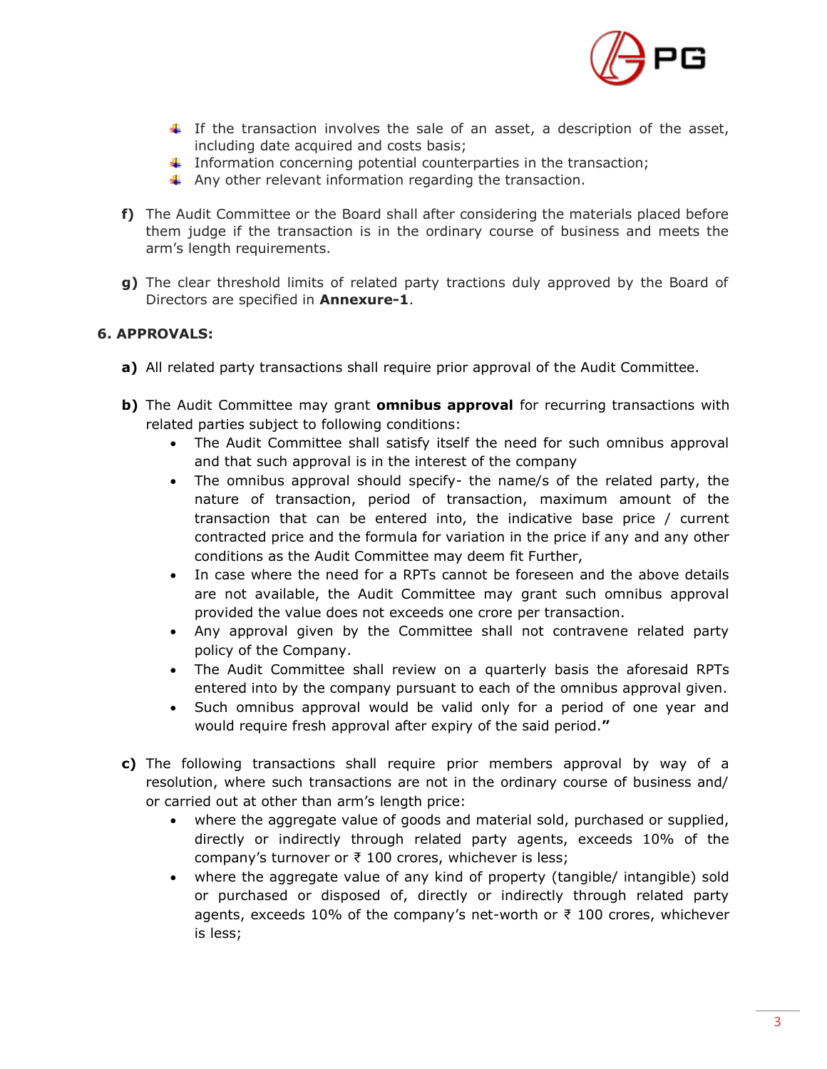- If the transaction involves the sale of an asset, a description of the asset, including date acquired and costs basis;
- Information concerning potential counterparties in the transaction;
- Any other relevant information regarding the transaction.

**f)** The Audit Committee or the Board shall after considering the materials placed before them judge if the transaction is in the ordinary course of business and meets the arm's length requirements.

**g)** The clear threshold limits of related party tractions duly approved by the Board of Directors are specified in **Annexure-1**.

### 6. APPROVALS:

**a)** All related party transactions shall require prior approval of the Audit Committee.

**b)** The Audit Committee may grant **omnibus approval** for recurring transactions with related parties subject to following conditions:

- The Audit Committee shall satisfy itself the need for such omnibus approval and that such approval is in the interest of the company
- The omnibus approval should specify- the name/s of the related party, the nature of transaction, period of transaction, maximum amount of the transaction that can be entered into, the indicative base price / current contracted price and the formula for variation in the price if any and any other conditions as the Audit Committee may deem fit Further,
- In case where the need for a RPTs cannot be foreseen and the above details are not available, the Audit Committee may grant such omnibus approval provided the value does not exceeds one crore per transaction.
- Any approval given by the Committee shall not contravene related party policy of the Company.
- The Audit Committee shall review on a quarterly basis the aforesaid RPTs entered into by the company pursuant to each of the omnibus approval given.
- Such omnibus approval would be valid only for a period of one year and would require fresh approval after expiry of the said period.**"**

**c)** The following transactions shall require prior members approval by way of a resolution, where such transactions are not in the ordinary course of business and/ or carried out at other than arm's length price:

- where the aggregate value of goods and material sold, purchased or supplied, directly or indirectly through related party agents, exceeds 10% of the company's turnover or ₹ 100 crores, whichever is less;
- where the aggregate value of any kind of property (tangible/ intangible) sold or purchased or disposed of, directly or indirectly through related party agents, exceeds 10% of the company's net-worth or ₹ 100 crores, whichever is less;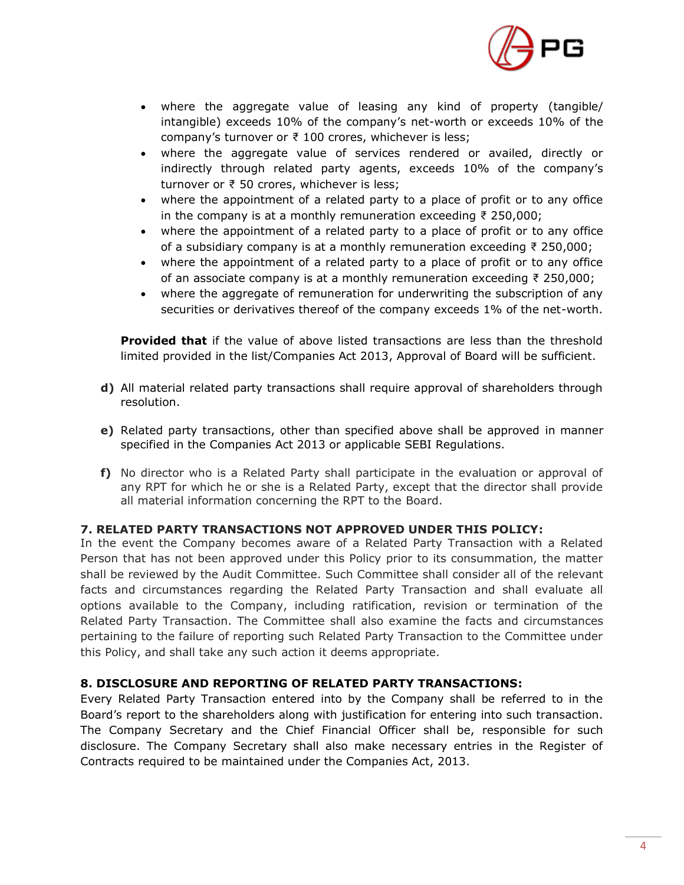- where the aggregate value of leasing any kind of property (tangible/ intangible) exceeds 10% of the company's net-worth or exceeds 10% of the company's turnover or ₹ 100 crores, whichever is less;
- where the aggregate value of services rendered or availed, directly or indirectly through related party agents, exceeds 10% of the company's turnover or ₹ 50 crores, whichever is less;
- where the appointment of a related party to a place of profit or to any office in the company is at a monthly remuneration exceeding ₹ 250,000;
- where the appointment of a related party to a place of profit or to any office of a subsidiary company is at a monthly remuneration exceeding ₹ 250,000;
- where the appointment of a related party to a place of profit or to any office of an associate company is at a monthly remuneration exceeding ₹ 250,000;
- where the aggregate of remuneration for underwriting the subscription of any securities or derivatives thereof of the company exceeds 1% of the net-worth.

**Provided that** if the value of above listed transactions are less than the threshold limited provided in the list/Companies Act 2013, Approval of Board will be sufficient.

**d)** All material related party transactions shall require approval of shareholders through resolution.

**e)** Related party transactions, other than specified above shall be approved in manner specified in the Companies Act 2013 or applicable SEBI Regulations.

**f)** No director who is a Related Party shall participate in the evaluation or approval of any RPT for which he or she is a Related Party, except that the director shall provide all material information concerning the RPT to the Board.

## 7. RELATED PARTY TRANSACTIONS NOT APPROVED UNDER THIS POLICY:

In the event the Company becomes aware of a Related Party Transaction with a Related Person that has not been approved under this Policy prior to its consummation, the matter shall be reviewed by the Audit Committee. Such Committee shall consider all of the relevant facts and circumstances regarding the Related Party Transaction and shall evaluate all options available to the Company, including ratification, revision or termination of the Related Party Transaction. The Committee shall also examine the facts and circumstances pertaining to the failure of reporting such Related Party Transaction to the Committee under this Policy, and shall take any such action it deems appropriate.

## 8. DISCLOSURE AND REPORTING OF RELATED PARTY TRANSACTIONS:

Every Related Party Transaction entered into by the Company shall be referred to in the Board's report to the shareholders along with justification for entering into such transaction. The Company Secretary and the Chief Financial Officer shall be, responsible for such disclosure. The Company Secretary shall also make necessary entries in the Register of Contracts required to be maintained under the Companies Act, 2013.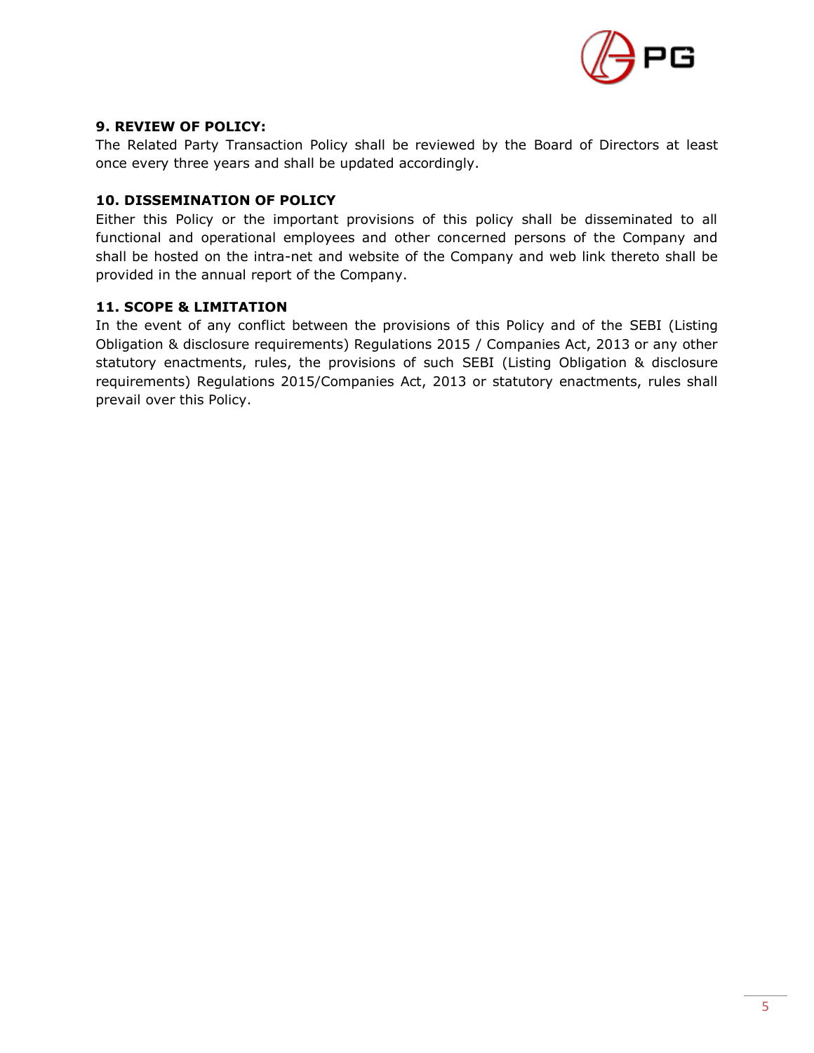## 9. REVIEW OF POLICY:

The Related Party Transaction Policy shall be reviewed by the Board of Directors at least once every three years and shall be updated accordingly.

## 10. DISSEMINATION OF POLICY

Either this Policy or the important provisions of this policy shall be disseminated to all functional and operational employees and other concerned persons of the Company and shall be hosted on the intra-net and website of the Company and web link thereto shall be provided in the annual report of the Company.

## 11. SCOPE & LIMITATION

In the event of any conflict between the provisions of this Policy and of the SEBI (Listing Obligation & disclosure requirements) Regulations 2015 / Companies Act, 2013 or any other statutory enactments, rules, the provisions of such SEBI (Listing Obligation & disclosure requirements) Regulations 2015/Companies Act, 2013 or statutory enactments, rules shall prevail over this Policy.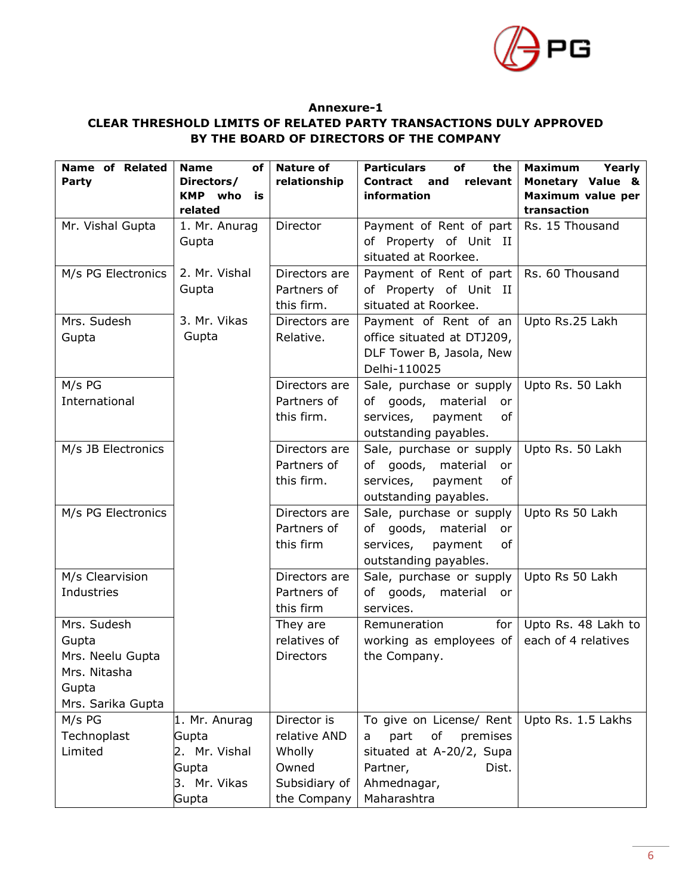**Annexure-1**

**CLEAR THRESHOLD LIMITS OF RELATED PARTY TRANSACTIONS DULY APPROVED BY THE BOARD OF DIRECTORS OF THE COMPANY**

| Name of Related Party | Name of Directors/ KMP who is related | Nature of relationship | Particulars of the Contract and relevant information | Maximum Yearly Monetary Value & Maximum value per transaction |
|---|---|---|---|---|
| Mr. Vishal Gupta | 1. Mr. Anurag Gupta<br>2. Mr. Vishal Gupta<br>3. Mr. Vikas Gupta | Director | Payment of Rent of part of Property of Unit II situated at Roorkee. | Rs. 15 Thousand |
| M/s PG Electronics | | Directors are Partners of this firm. | Payment of Rent of part of Property of Unit II situated at Roorkee. | Rs. 60 Thousand |
| Mrs. Sudesh Gupta | | Directors are Relative. | Payment of Rent of an office situated at DTJ209, DLF Tower B, Jasola, New Delhi-110025 | Upto Rs.25 Lakh |
| M/s PG International | | Directors are Partners of this firm. | Sale, purchase or supply of goods, material or services, payment of outstanding payables. | Upto Rs. 50 Lakh |
| M/s JB Electronics | | Directors are Partners of this firm. | Sale, purchase or supply of goods, material or services, payment of outstanding payables. | Upto Rs. 50 Lakh |
| M/s PG Electronics | | Directors are Partners of this firm | Sale, purchase or supply of goods, material or services, payment of outstanding payables. | Upto Rs 50 Lakh |
| M/s Clearvision Industries | | Directors are Partners of this firm | Sale, purchase or supply of goods, material or services. | Upto Rs 50 Lakh |
| Mrs. Sudesh Gupta<br>Mrs. Neelu Gupta<br>Mrs. Nitasha Gupta<br>Mrs. Sarika Gupta | | They are relatives of Directors | Remuneration for working as employees of the Company. | Upto Rs. 48 Lakh to each of 4 relatives |
| M/s PG Technoplast Limited | 1. Mr. Anurag Gupta<br>2. Mr. Vishal Gupta<br>3. Mr. Vikas Gupta | Director is relative AND Wholly Owned Subsidiary of the Company | To give on License/ Rent a part of premises situated at A-20/2, Supa Partner, Dist. Ahmednagar, Maharashtra | Upto Rs. 1.5 Lakhs |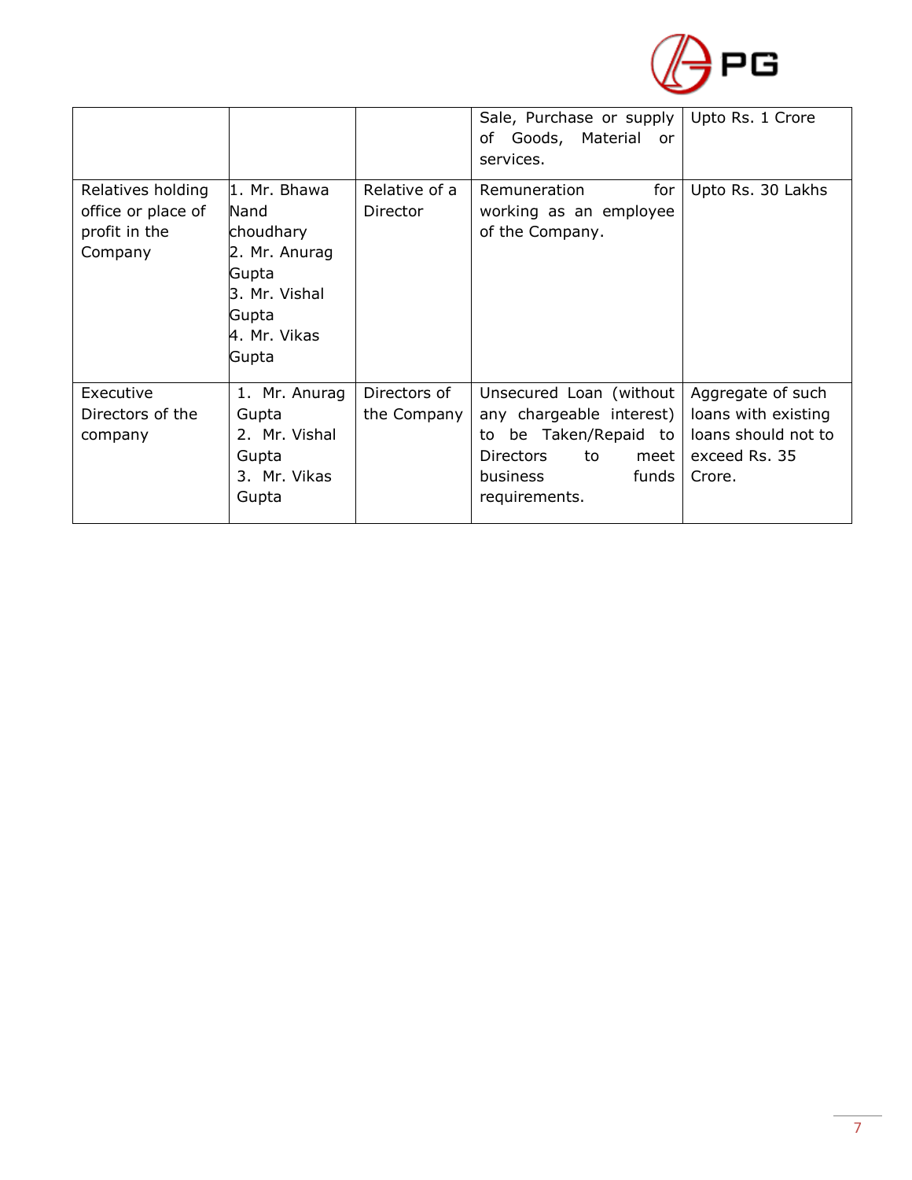| | | | | |
|---|---|---|---|---|
| | | | Sale, Purchase or supply of Goods, Material or services. | Upto Rs. 1 Crore |
| Relatives holding office or place of profit in the Company | 1. Mr. Bhawa Nand choudhary<br>2. Mr. Anurag Gupta<br>3. Mr. Vishal Gupta<br>4. Mr. Vikas Gupta | Relative of a Director | Remuneration for working as an employee of the Company. | Upto Rs. 30 Lakhs |
| Executive Directors of the company | 1. Mr. Anurag Gupta<br>2. Mr. Vishal Gupta<br>3. Mr. Vikas Gupta | Directors of the Company | Unsecured Loan (without any chargeable interest) to be Taken/Repaid to Directors to meet business funds requirements. | Aggregate of such loans with existing loans should not to exceed Rs. 35 Crore. |